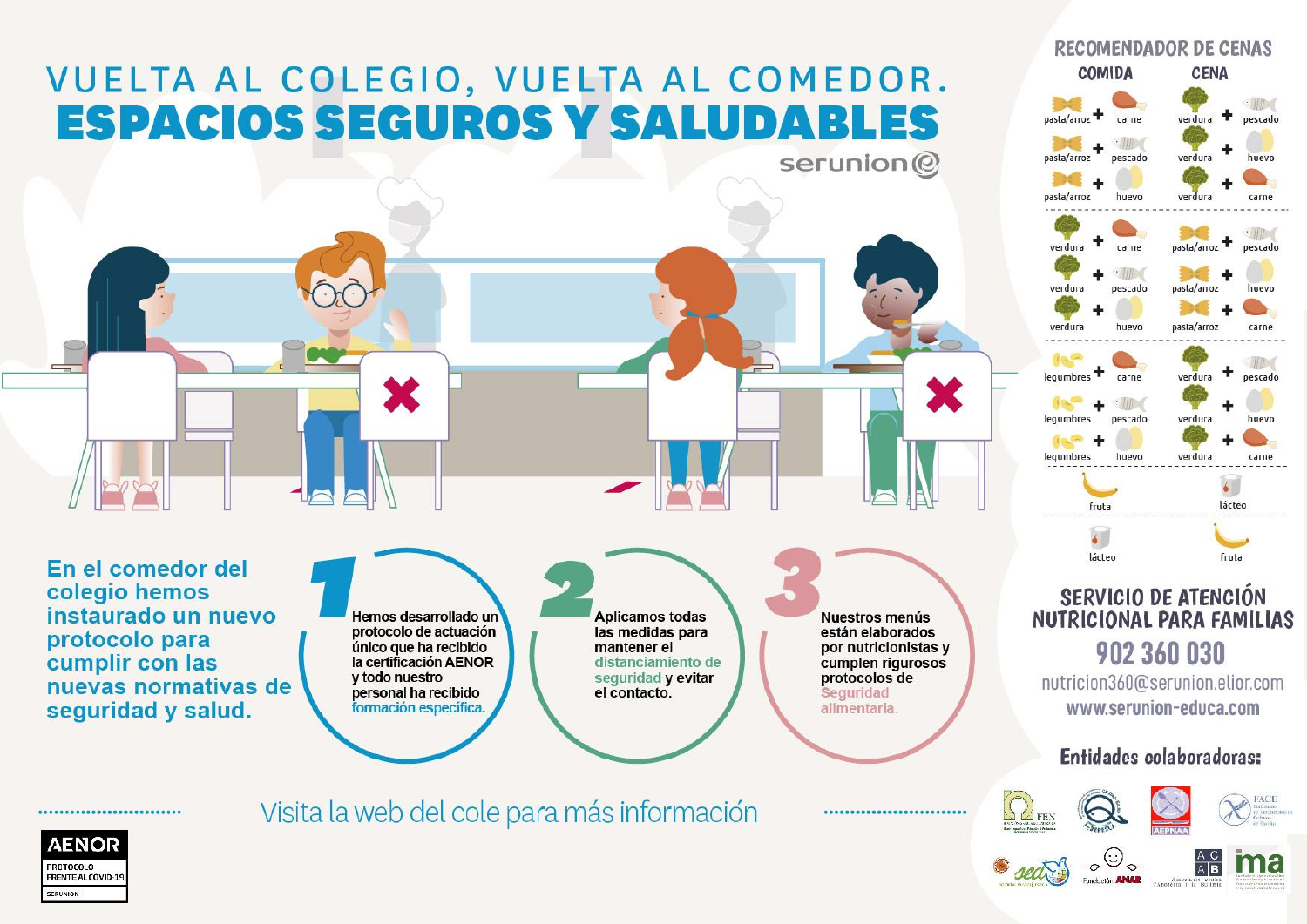# VUELTA AL COLEGIO, VUELTA AL COMEDOR.

# ESPACIOS SEGUROS Y SALUDABLES

serunion

**En el comedor del colegio hemos instaurado un nuevo protocolo para cumplir con las nuevas normativas de seguridad y salud.**

**1** Hemos desarrollado un protocolo de actuación único que ha recibido la certificación AENOR y todo nuestro personal ha recibido formación específica.

**2** Aplicamos todas las medidas para mantener el distanciamiento de seguridad y evitar el contacto.

**3** Nuestros menús están elaborados por nutricionistas y cumplen rigurosos protocolos de Seguridad alimentaria.

Visita la web del cole para más información

AENOR
PROTOCOLO FRENTE AL COVID-19
SERUNION

## RECOMENDADOR DE CENAS

| COMIDA | CENA |
|---|---|
| pasta/arroz + carne | verdura + pescado |
| pasta/arroz + pescado | verdura + huevo |
| pasta/arroz + huevo | verdura + carne |
| verdura + carne | pasta/arroz + pescado |
| verdura + pescado | pasta/arroz + huevo |
| verdura + huevo | pasta/arroz + carne |
| legumbres + carne | verdura + pescado |
| legumbres + pescado | verdura + huevo |
| legumbres + huevo | verdura + carne |
| fruta | lácteo |
| lácteo | fruta |

## SERVICIO DE ATENCIÓN NUTRICIONAL PARA FAMILIAS

**902 360 030**

nutricion360@serunion.elior.com

www.serunion-educa.com

### Entidades colaboradoras:

FEN · FESPESCA · AEPNAA · FACE · SEDCA · Fundación ANAR · ACAB · ima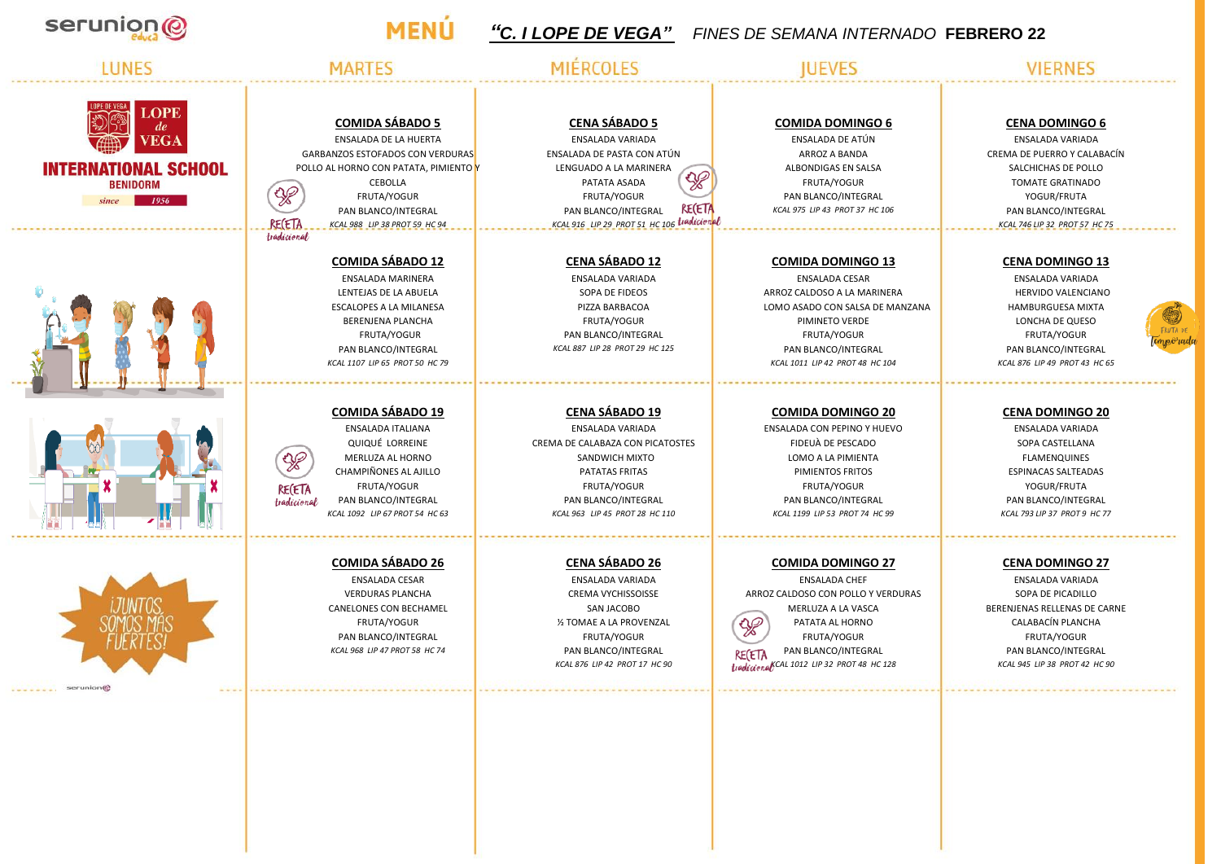# MENÚ "C. I LOPE DE VEGA" FINES DE SEMANA INTERNADO FEBRERO 22

LOPE de VEGA INTERNATIONAL SCHOOL BENIDORM since 1956

| LUNES | MARTES | MIÉRCOLES | JUEVES | VIERNES |
| --- | --- | --- | --- | --- |
| | **COMIDA SÁBADO 5**<br>ENSALADA DE LA HUERTA<br>GARBANZOS ESTOFADOS CON VERDURAS<br>POLLO AL HORNO CON PATATA, PIMIENTO Y CEBOLLA<br>FRUTA/YOGUR<br>PAN BLANCO/INTEGRAL<br>*KCAL 988 LIP 38 PROT 59 HC 94*<br>RECETA tradicional | **CENA SÁBADO 5**<br>ENSALADA VARIADA<br>ENSALADA DE PASTA CON ATÚN<br>LENGUADO A LA MARINERA<br>PATATA ASADA<br>FRUTA/YOGUR<br>PAN BLANCO/INTEGRAL<br>*KCAL 916 LIP 29 PROT 51 HC 106*<br>RECETA tradicional | **COMIDA DOMINGO 6**<br>ENSALADA DE ATÚN<br>ARROZ A BANDA<br>ALBONDIGAS EN SALSA<br>FRUTA/YOGUR<br>PAN BLANCO/INTEGRAL<br>*KCAL 975 LIP 43 PROT 37 HC 106* | **CENA DOMINGO 6**<br>ENSALADA VARIADA<br>CREMA DE PUERRO Y CALABACÍN<br>SALCHICHAS DE POLLO<br>TOMATE GRATINADO<br>YOGUR/FRUTA<br>PAN BLANCO/INTEGRAL<br>*KCAL 746 LIP 32 PROT 57 HC 75* |
| | **COMIDA SÁBADO 12**<br>ENSALADA MARINERA<br>LENTEJAS DE LA ABUELA<br>ESCALOPES A LA MILANESA<br>BERENJENA PLANCHA<br>FRUTA/YOGUR<br>PAN BLANCO/INTEGRAL<br>*KCAL 1107 LIP 65 PROT 50 HC 79* | **CENA SÁBADO 12**<br>ENSALADA VARIADA<br>SOPA DE FIDEOS<br>PIZZA BARBACOA<br>FRUTA/YOGUR<br>PAN BLANCO/INTEGRAL<br>*KCAL 887 LIP 28 PROT 29 HC 125* | **COMIDA DOMINGO 13**<br>ENSALADA CESAR<br>ARROZ CALDOSO A LA MARINERA<br>LOMO ASADO CON SALSA DE MANZANA<br>PIMINETO VERDE<br>FRUTA/YOGUR<br>PAN BLANCO/INTEGRAL<br>*KCAL 1011 LIP 42 PROT 48 HC 104* | **CENA DOMINGO 13**<br>ENSALADA VARIADA<br>HERVIDO VALENCIANO<br>HAMBURGUESA MIXTA<br>LONCHA DE QUESO<br>FRUTA/YOGUR<br>PAN BLANCO/INTEGRAL<br>*KCAL 876 LIP 49 PROT 43 HC 65*<br>FRUTA DE Temporada |
| | **COMIDA SÁBADO 19**<br>ENSALADA ITALIANA<br>QUIQUÉ LORREINE<br>MERLUZA AL HORNO<br>CHAMPIÑONES AL AJILLO<br>FRUTA/YOGUR<br>PAN BLANCO/INTEGRAL<br>*KCAL 1092 LIP 67 PROT 54 HC 63*<br>RECETA tradicional | **CENA SÁBADO 19**<br>ENSALADA VARIADA<br>CREMA DE CALABAZA CON PICATOSTES<br>SANDWICH MIXTO<br>PATATAS FRITAS<br>FRUTA/YOGUR<br>PAN BLANCO/INTEGRAL<br>*KCAL 963 LIP 45 PROT 28 HC 110* | **COMIDA DOMINGO 20**<br>ENSALADA CON PEPINO Y HUEVO<br>FIDEUÀ DE PESCADO<br>LOMO A LA PIMIENTA<br>PIMIENTOS FRITOS<br>FRUTA/YOGUR<br>PAN BLANCO/INTEGRAL<br>*KCAL 1199 LIP 53 PROT 74 HC 99* | **CENA DOMINGO 20**<br>ENSALADA VARIADA<br>SOPA CASTELLANA<br>FLAMENQUINES<br>ESPINACAS SALTEADAS<br>YOGUR/FRUTA<br>PAN BLANCO/INTEGRAL<br>*KCAL 793 LIP 37 PROT 9 HC 77* |
| ¡JUNTOS SOMOS MÁS FUERTES! | **COMIDA SÁBADO 26**<br>ENSALADA CESAR<br>VERDURAS PLANCHA<br>CANELONES CON BECHAMEL<br>FRUTA/YOGUR<br>PAN BLANCO/INTEGRAL<br>*KCAL 968 LIP 47 PROT 58 HC 74* | **CENA SÁBADO 26**<br>ENSALADA VARIADA<br>CREMA VYCHISSOISSE<br>SAN JACOBO<br>½ TOMAE A LA PROVENZAL<br>FRUTA/YOGUR<br>PAN BLANCO/INTEGRAL<br>*KCAL 876 LIP 42 PROT 17 HC 90* | **COMIDA DOMINGO 27**<br>ENSALADA CHEF<br>ARROZ CALDOSO CON POLLO Y VERDURAS<br>MERLUZA A LA VASCA<br>PATATA AL HORNO<br>FRUTA/YOGUR<br>PAN BLANCO/INTEGRAL<br>*KCAL 1012 LIP 32 PROT 48 HC 128*<br>RECETA tradicional | **CENA DOMINGO 27**<br>ENSALADA VARIADA<br>SOPA DE PICADILLO<br>BERENJENAS RELLENAS DE CARNE<br>CALABACÍN PLANCHA<br>FRUTA/YOGUR<br>PAN BLANCO/INTEGRAL<br>*KCAL 945 LIP 38 PROT 42 HC 90* |